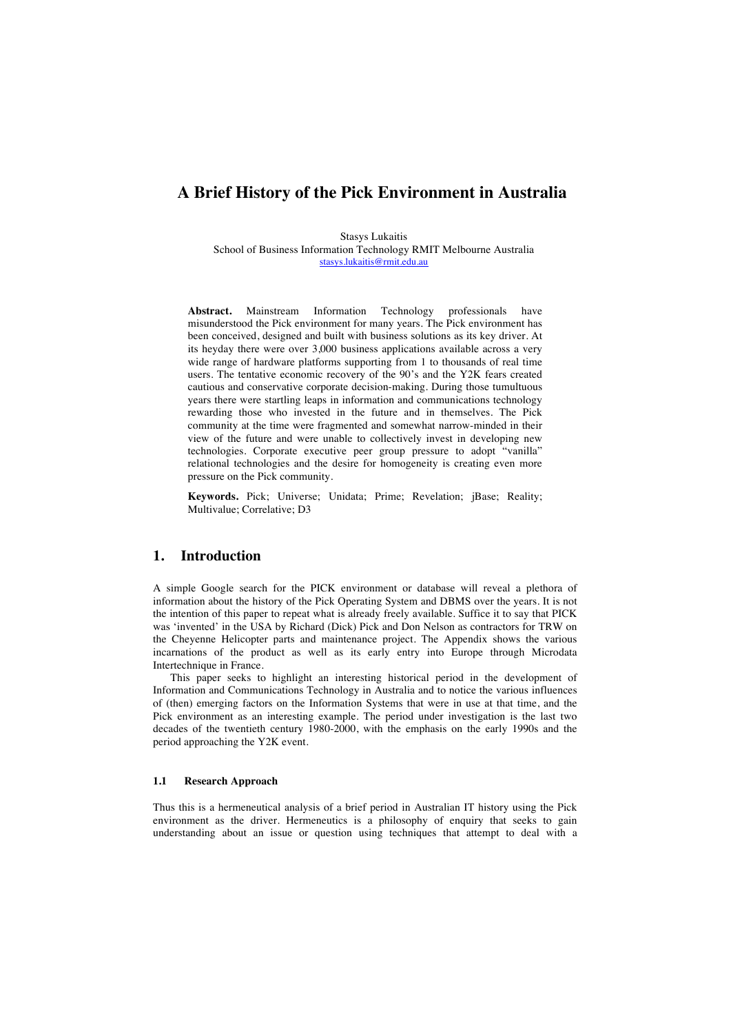# A Brief History of the Pick Environment in Australia

Stasys Lukaitis
School of Business Information Technology RMIT Melbourne Australia
stasys.lukaitis@rmit.edu.au

**Abstract.** Mainstream Information Technology professionals have misunderstood the Pick environment for many years. The Pick environment has been conceived, designed and built with business solutions as its key driver. At its heyday there were over 3,000 business applications available across a very wide range of hardware platforms supporting from 1 to thousands of real time users. The tentative economic recovery of the 90's and the Y2K fears created cautious and conservative corporate decision-making. During those tumultuous years there were startling leaps in information and communications technology rewarding those who invested in the future and in themselves. The Pick community at the time were fragmented and somewhat narrow-minded in their view of the future and were unable to collectively invest in developing new technologies. Corporate executive peer group pressure to adopt "vanilla" relational technologies and the desire for homogeneity is creating even more pressure on the Pick community.

**Keywords.** Pick; Universe; Unidata; Prime; Revelation; jBase; Reality; Multivalue; Correlative; D3

## 1. Introduction

A simple Google search for the PICK environment or database will reveal a plethora of information about the history of the Pick Operating System and DBMS over the years. It is not the intention of this paper to repeat what is already freely available. Suffice it to say that PICK was 'invented' in the USA by Richard (Dick) Pick and Don Nelson as contractors for TRW on the Cheyenne Helicopter parts and maintenance project. The Appendix shows the various incarnations of the product as well as its early entry into Europe through Microdata Intertechnique in France.

This paper seeks to highlight an interesting historical period in the development of Information and Communications Technology in Australia and to notice the various influences of (then) emerging factors on the Information Systems that were in use at that time, and the Pick environment as an interesting example. The period under investigation is the last two decades of the twentieth century 1980-2000, with the emphasis on the early 1990s and the period approaching the Y2K event.

### 1.1 Research Approach

Thus this is a hermeneutical analysis of a brief period in Australian IT history using the Pick environment as the driver. Hermeneutics is a philosophy of enquiry that seeks to gain understanding about an issue or question using techniques that attempt to deal with a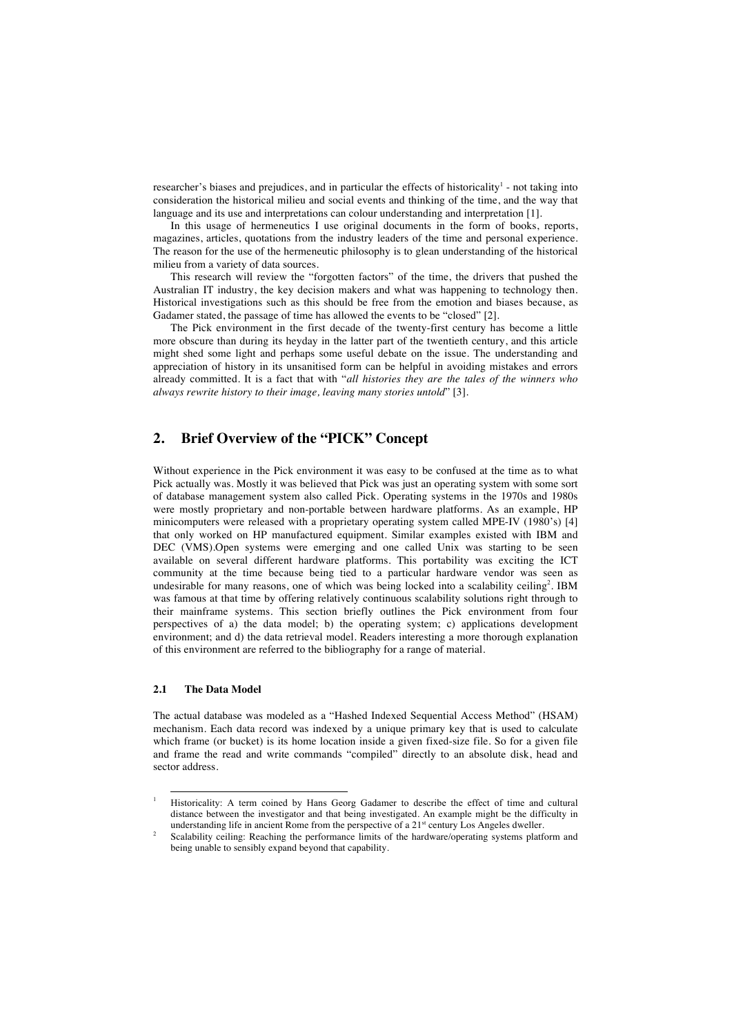researcher's biases and prejudices, and in particular the effects of historicality[1] - not taking into consideration the historical milieu and social events and thinking of the time, and the way that language and its use and interpretations can colour understanding and interpretation [1].

In this usage of hermeneutics I use original documents in the form of books, reports, magazines, articles, quotations from the industry leaders of the time and personal experience. The reason for the use of the hermeneutic philosophy is to glean understanding of the historical milieu from a variety of data sources.

This research will review the "forgotten factors" of the time, the drivers that pushed the Australian IT industry, the key decision makers and what was happening to technology then. Historical investigations such as this should be free from the emotion and biases because, as Gadamer stated, the passage of time has allowed the events to be "closed" [2].

The Pick environment in the first decade of the twenty-first century has become a little more obscure than during its heyday in the latter part of the twentieth century, and this article might shed some light and perhaps some useful debate on the issue. The understanding and appreciation of history in its unsanitised form can be helpful in avoiding mistakes and errors already committed. It is a fact that with "*all histories they are the tales of the winners who always rewrite history to their image, leaving many stories untold*" [3].

## 2. Brief Overview of the "PICK" Concept

Without experience in the Pick environment it was easy to be confused at the time as to what Pick actually was. Mostly it was believed that Pick was just an operating system with some sort of database management system also called Pick. Operating systems in the 1970s and 1980s were mostly proprietary and non-portable between hardware platforms. As an example, HP minicomputers were released with a proprietary operating system called MPE-IV (1980's) [4] that only worked on HP manufactured equipment. Similar examples existed with IBM and DEC (VMS).Open systems were emerging and one called Unix was starting to be seen available on several different hardware platforms. This portability was exciting the ICT community at the time because being tied to a particular hardware vendor was seen as undesirable for many reasons, one of which was being locked into a scalability ceiling[2]. IBM was famous at that time by offering relatively continuous scalability solutions right through to their mainframe systems. This section briefly outlines the Pick environment from four perspectives of a) the data model; b) the operating system; c) applications development environment; and d) the data retrieval model. Readers interesting a more thorough explanation of this environment are referred to the bibliography for a range of material.

### 2.1 The Data Model

The actual database was modeled as a "Hashed Indexed Sequential Access Method" (HSAM) mechanism. Each data record was indexed by a unique primary key that is used to calculate which frame (or bucket) is its home location inside a given fixed-size file. So for a given file and frame the read and write commands "compiled" directly to an absolute disk, head and sector address.

---

[1] Historicality: A term coined by Hans Georg Gadamer to describe the effect of time and cultural distance between the investigator and that being investigated. An example might be the difficulty in understanding life in ancient Rome from the perspective of a 21st century Los Angeles dweller.

[2] Scalability ceiling: Reaching the performance limits of the hardware/operating systems platform and being unable to sensibly expand beyond that capability.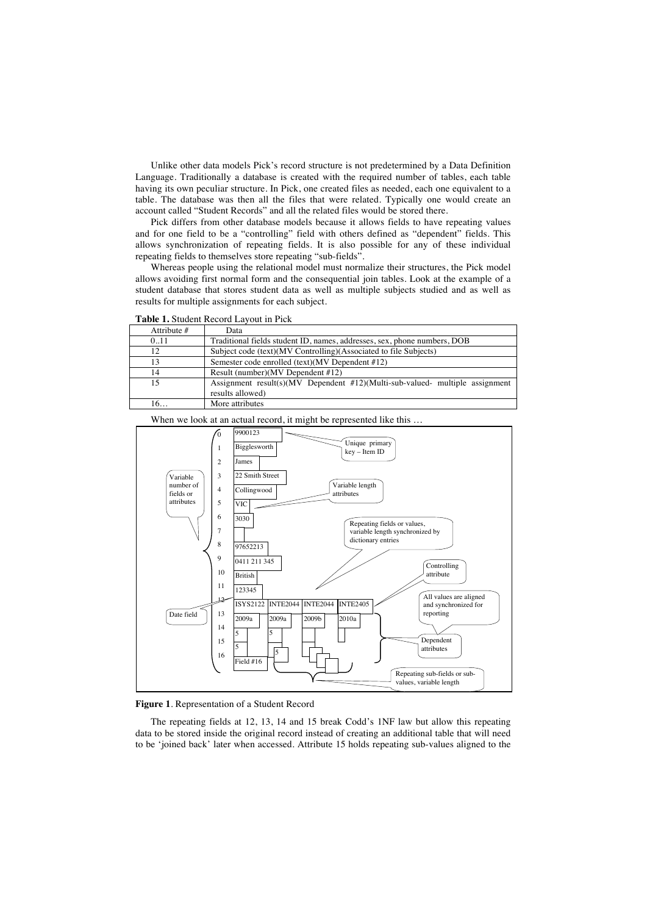Unlike other data models Pick's record structure is not predetermined by a Data Definition Language. Traditionally a database is created with the required number of tables, each table having its own peculiar structure. In Pick, one created files as needed, each one equivalent to a table. The database was then all the files that were related. Typically one would create an account called "Student Records" and all the related files would be stored there.

Pick differs from other database models because it allows fields to have repeating values and for one field to be a "controlling" field with others defined as "dependent" fields. This allows synchronization of repeating fields. It is also possible for any of these individual repeating fields to themselves store repeating "sub-fields".

Whereas people using the relational model must normalize their structures, the Pick model allows avoiding first normal form and the consequential join tables. Look at the example of a student database that stores student data as well as multiple subjects studied and as well as results for multiple assignments for each subject.

**Table 1.** Student Record Layout in Pick

| Attribute # | Data |
|---|---|
| 0..11 | Traditional fields student ID, names, addresses, sex, phone numbers, DOB |
| 12 | Subject code (text)(MV Controlling)(Associated to file Subjects) |
| 13 | Semester code enrolled (text)(MV Dependent #12) |
| 14 | Result (number)(MV Dependent #12) |
| 15 | Assignment result(s)(MV Dependent #12)(Multi-sub-valued- multiple assignment results allowed) |
| 16… | More attributes |

When we look at an actual record, it might be represented like this …

**Figure 1**. Representation of a Student Record

The repeating fields at 12, 13, 14 and 15 break Codd's 1NF law but allow this repeating data to be stored inside the original record instead of creating an additional table that will need to be 'joined back' later when accessed. Attribute 15 holds repeating sub-values aligned to the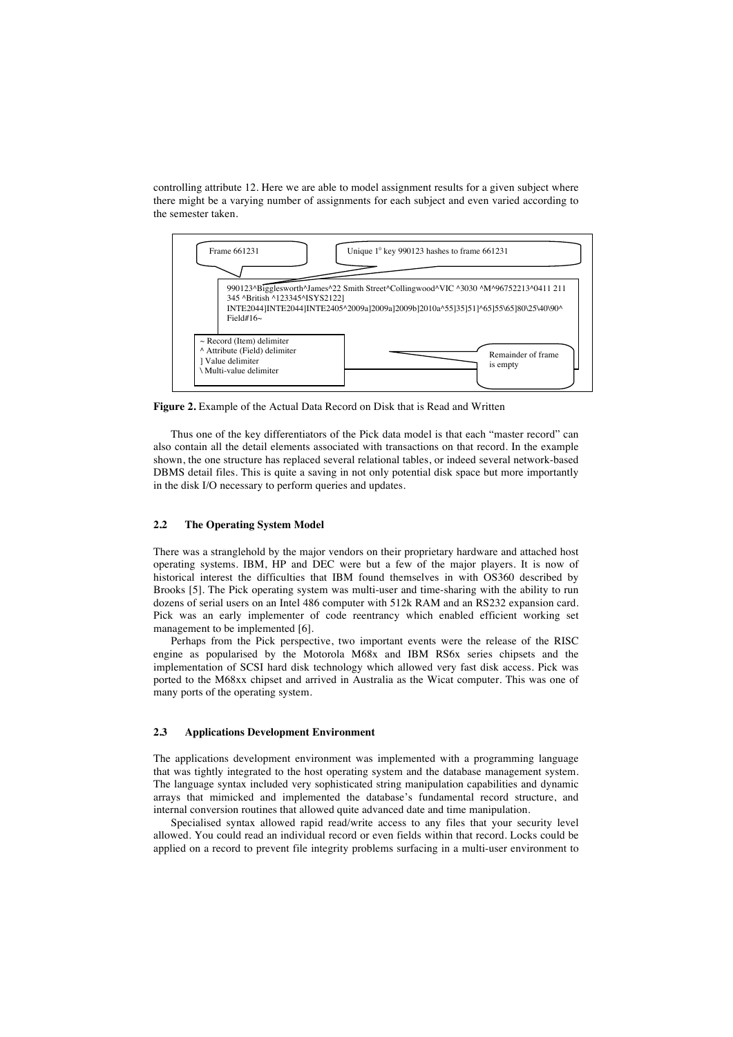controlling attribute 12. Here we are able to model assignment results for a given subject where there might be a varying number of assignments for each subject and even varied according to the semester taken.

Frame 661231

Unique 1° key 990123 hashes to frame 661231

990123^Bigglesworth^James^22 Smith Street^Collingwood^VIC ^3030 ^M^96752213^0411 211 345 ^British ^123345^ISYS2122]INTE2044]INTE2044]INTE2405^2009a]2009a]2009b]2010a^55]35]51]^65]55\65]80\25\40\90^ Field#16~

~ Record (Item) delimiter
^ Attribute (Field) delimiter
] Value delimiter
\ Multi-value delimiter

Remainder of frame is empty

**Figure 2.** Example of the Actual Data Record on Disk that is Read and Written

Thus one of the key differentiators of the Pick data model is that each "master record" can also contain all the detail elements associated with transactions on that record. In the example shown, the one structure has replaced several relational tables, or indeed several network-based DBMS detail files. This is quite a saving in not only potential disk space but more importantly in the disk I/O necessary to perform queries and updates.

### 2.2 The Operating System Model

There was a stranglehold by the major vendors on their proprietary hardware and attached host operating systems. IBM, HP and DEC were but a few of the major players. It is now of historical interest the difficulties that IBM found themselves in with OS360 described by Brooks [5]. The Pick operating system was multi-user and time-sharing with the ability to run dozens of serial users on an Intel 486 computer with 512k RAM and an RS232 expansion card. Pick was an early implementer of code reentrancy which enabled efficient working set management to be implemented [6].

Perhaps from the Pick perspective, two important events were the release of the RISC engine as popularised by the Motorola M68x and IBM RS6x series chipsets and the implementation of SCSI hard disk technology which allowed very fast disk access. Pick was ported to the M68xx chipset and arrived in Australia as the Wicat computer. This was one of many ports of the operating system.

### 2.3 Applications Development Environment

The applications development environment was implemented with a programming language that was tightly integrated to the host operating system and the database management system. The language syntax included very sophisticated string manipulation capabilities and dynamic arrays that mimicked and implemented the database's fundamental record structure, and internal conversion routines that allowed quite advanced date and time manipulation.

Specialised syntax allowed rapid read/write access to any files that your security level allowed. You could read an individual record or even fields within that record. Locks could be applied on a record to prevent file integrity problems surfacing in a multi-user environment to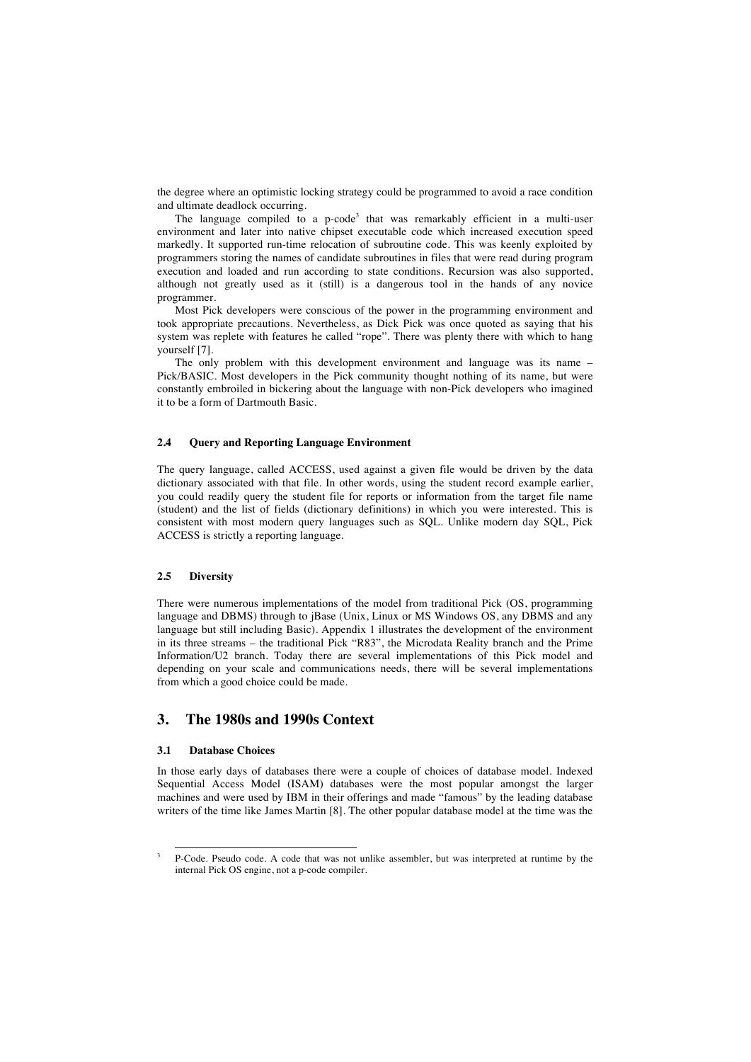the degree where an optimistic locking strategy could be programmed to avoid a race condition and ultimate deadlock occurring.

The language compiled to a p-code[3] that was remarkably efficient in a multi-user environment and later into native chipset executable code which increased execution speed markedly. It supported run-time relocation of subroutine code. This was keenly exploited by programmers storing the names of candidate subroutines in files that were read during program execution and loaded and run according to state conditions. Recursion was also supported, although not greatly used as it (still) is a dangerous tool in the hands of any novice programmer.

Most Pick developers were conscious of the power in the programming environment and took appropriate precautions. Nevertheless, as Dick Pick was once quoted as saying that his system was replete with features he called "rope". There was plenty there with which to hang yourself [7].

The only problem with this development environment and language was its name – Pick/BASIC. Most developers in the Pick community thought nothing of its name, but were constantly embroiled in bickering about the language with non-Pick developers who imagined it to be a form of Dartmouth Basic.

### 2.4 Query and Reporting Language Environment

The query language, called ACCESS, used against a given file would be driven by the data dictionary associated with that file. In other words, using the student record example earlier, you could readily query the student file for reports or information from the target file name (student) and the list of fields (dictionary definitions) in which you were interested. This is consistent with most modern query languages such as SQL. Unlike modern day SQL, Pick ACCESS is strictly a reporting language.

### 2.5 Diversity

There were numerous implementations of the model from traditional Pick (OS, programming language and DBMS) through to jBase (Unix, Linux or MS Windows OS, any DBMS and any language but still including Basic). Appendix 1 illustrates the development of the environment in its three streams – the traditional Pick "R83", the Microdata Reality branch and the Prime Information/U2 branch. Today there are several implementations of this Pick model and depending on your scale and communications needs, there will be several implementations from which a good choice could be made.

## 3. The 1980s and 1990s Context

### 3.1 Database Choices

In those early days of databases there were a couple of choices of database model. Indexed Sequential Access Model (ISAM) databases were the most popular amongst the larger machines and were used by IBM in their offerings and made "famous" by the leading database writers of the time like James Martin [8]. The other popular database model at the time was the

---

[3] P-Code. Pseudo code. A code that was not unlike assembler, but was interpreted at runtime by the internal Pick OS engine, not a p-code compiler.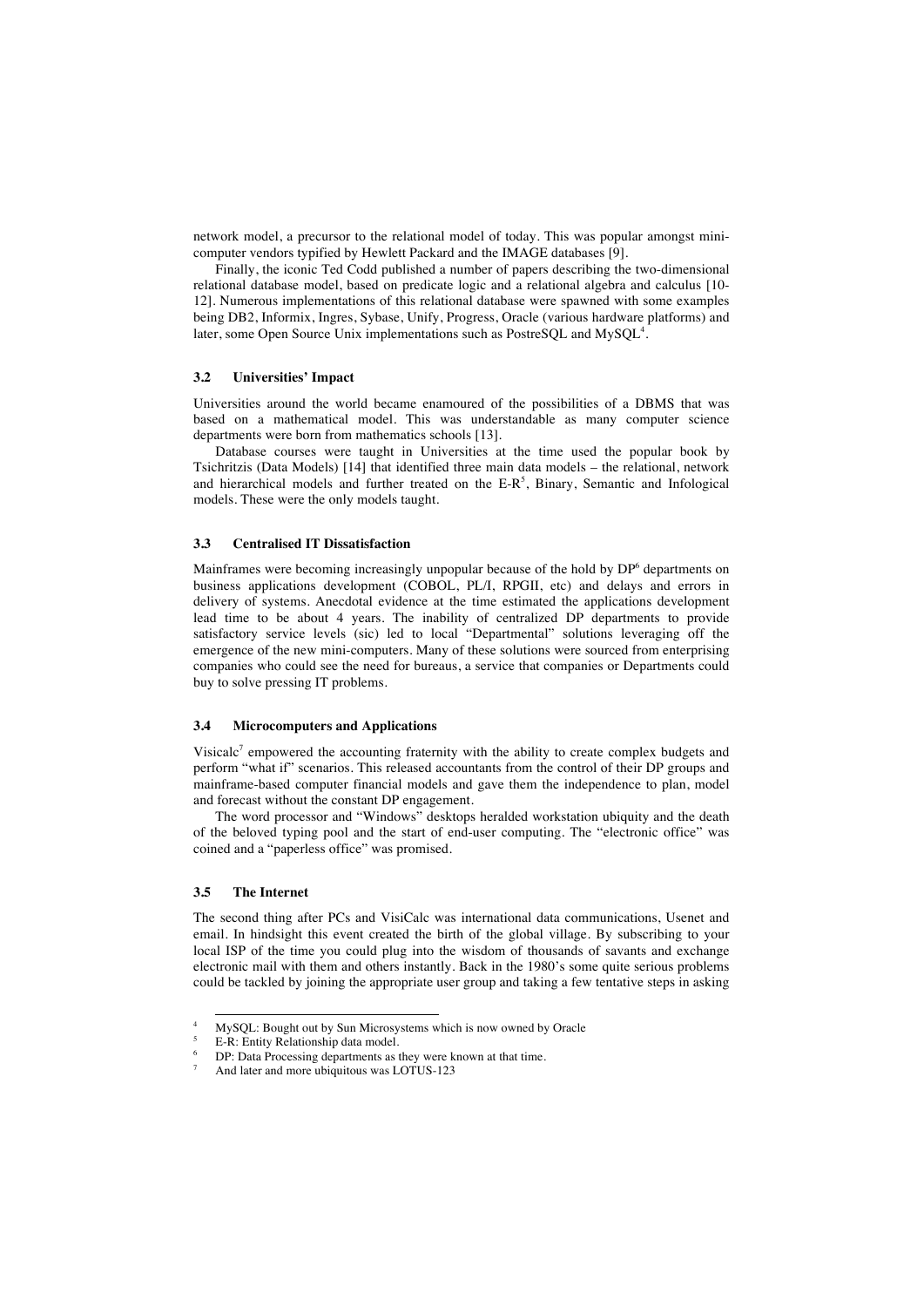network model, a precursor to the relational model of today. This was popular amongst mini-computer vendors typified by Hewlett Packard and the IMAGE databases [9].

Finally, the iconic Ted Codd published a number of papers describing the two-dimensional relational database model, based on predicate logic and a relational algebra and calculus [10-12]. Numerous implementations of this relational database were spawned with some examples being DB2, Informix, Ingres, Sybase, Unify, Progress, Oracle (various hardware platforms) and later, some Open Source Unix implementations such as PostreSQL and MySQL[4].

### 3.2 Universities' Impact

Universities around the world became enamoured of the possibilities of a DBMS that was based on a mathematical model. This was understandable as many computer science departments were born from mathematics schools [13].

Database courses were taught in Universities at the time used the popular book by Tsichritzis (Data Models) [14] that identified three main data models – the relational, network and hierarchical models and further treated on the E-R[5], Binary, Semantic and Infological models. These were the only models taught.

### 3.3 Centralised IT Dissatisfaction

Mainframes were becoming increasingly unpopular because of the hold by DP[6] departments on business applications development (COBOL, PL/I, RPGII, etc) and delays and errors in delivery of systems. Anecdotal evidence at the time estimated the applications development lead time to be about 4 years. The inability of centralized DP departments to provide satisfactory service levels (sic) led to local "Departmental" solutions leveraging off the emergence of the new mini-computers. Many of these solutions were sourced from enterprising companies who could see the need for bureaus, a service that companies or Departments could buy to solve pressing IT problems.

### 3.4 Microcomputers and Applications

Visicalc[7] empowered the accounting fraternity with the ability to create complex budgets and perform "what if" scenarios. This released accountants from the control of their DP groups and mainframe-based computer financial models and gave them the independence to plan, model and forecast without the constant DP engagement.

The word processor and "Windows" desktops heralded workstation ubiquity and the death of the beloved typing pool and the start of end-user computing. The "electronic office" was coined and a "paperless office" was promised.

### 3.5 The Internet

The second thing after PCs and VisiCalc was international data communications, Usenet and email. In hindsight this event created the birth of the global village. By subscribing to your local ISP of the time you could plug into the wisdom of thousands of savants and exchange electronic mail with them and others instantly. Back in the 1980's some quite serious problems could be tackled by joining the appropriate user group and taking a few tentative steps in asking

---

[4] MySQL: Bought out by Sun Microsystems which is now owned by Oracle

[5] E-R: Entity Relationship data model.

[6] DP: Data Processing departments as they were known at that time.

[7] And later and more ubiquitous was LOTUS-123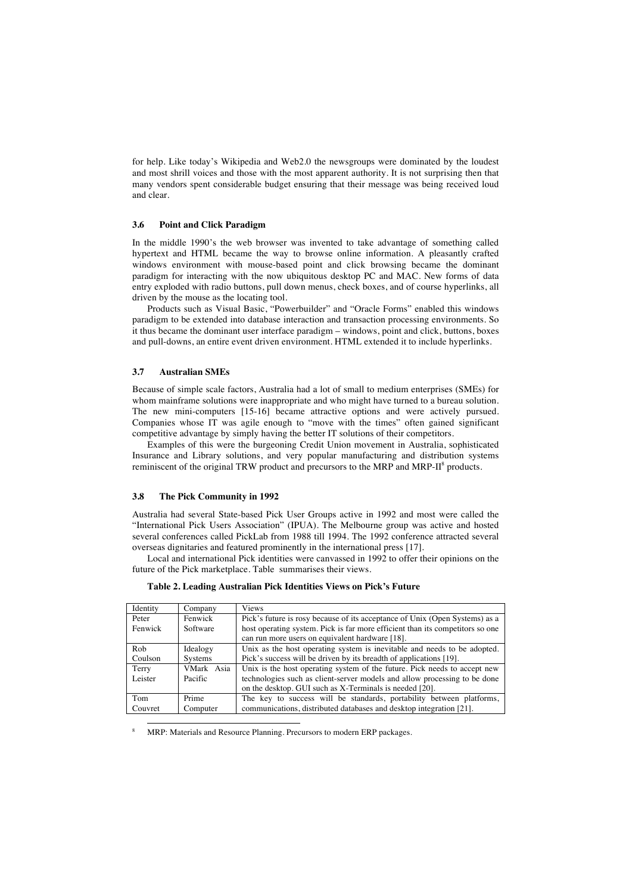for help. Like today's Wikipedia and Web2.0 the newsgroups were dominated by the loudest and most shrill voices and those with the most apparent authority. It is not surprising then that many vendors spent considerable budget ensuring that their message was being received loud and clear.

### 3.6 Point and Click Paradigm

In the middle 1990's the web browser was invented to take advantage of something called hypertext and HTML became the way to browse online information. A pleasantly crafted windows environment with mouse-based point and click browsing became the dominant paradigm for interacting with the now ubiquitous desktop PC and MAC. New forms of data entry exploded with radio buttons, pull down menus, check boxes, and of course hyperlinks, all driven by the mouse as the locating tool.

Products such as Visual Basic, "Powerbuilder" and "Oracle Forms" enabled this windows paradigm to be extended into database interaction and transaction processing environments. So it thus became the dominant user interface paradigm – windows, point and click, buttons, boxes and pull-downs, an entire event driven environment. HTML extended it to include hyperlinks.

### 3.7 Australian SMEs

Because of simple scale factors, Australia had a lot of small to medium enterprises (SMEs) for whom mainframe solutions were inappropriate and who might have turned to a bureau solution. The new mini-computers [15-16] became attractive options and were actively pursued. Companies whose IT was agile enough to "move with the times" often gained significant competitive advantage by simply having the better IT solutions of their competitors.

Examples of this were the burgeoning Credit Union movement in Australia, sophisticated Insurance and Library solutions, and very popular manufacturing and distribution systems reminiscent of the original TRW product and precursors to the MRP and MRP-II[8] products.

### 3.8 The Pick Community in 1992

Australia had several State-based Pick User Groups active in 1992 and most were called the "International Pick Users Association" (IPUA). The Melbourne group was active and hosted several conferences called PickLab from 1988 till 1994. The 1992 conference attracted several overseas dignitaries and featured prominently in the international press [17].

Local and international Pick identities were canvassed in 1992 to offer their opinions on the future of the Pick marketplace. Table summarises their views.

**Table 2. Leading Australian Pick Identities Views on Pick's Future**

| Identity | Company | Views |
|---|---|---|
| Peter Fenwick | Fenwick Software | Pick's future is rosy because of its acceptance of Unix (Open Systems) as a host operating system. Pick is far more efficient than its competitors so one can run more users on equivalent hardware [18]. |
| Rob Coulson | Idealogy Systems | Unix as the host operating system is inevitable and needs to be adopted. Pick's success will be driven by its breadth of applications [19]. |
| Terry Leister | VMark Asia Pacific | Unix is the host operating system of the future. Pick needs to accept new technologies such as client-server models and allow processing to be done on the desktop. GUI such as X-Terminals is needed [20]. |
| Tom Couvret | Prime Computer | The key to success will be standards, portability between platforms, communications, distributed databases and desktop integration [21]. |

[8] MRP: Materials and Resource Planning. Precursors to modern ERP packages.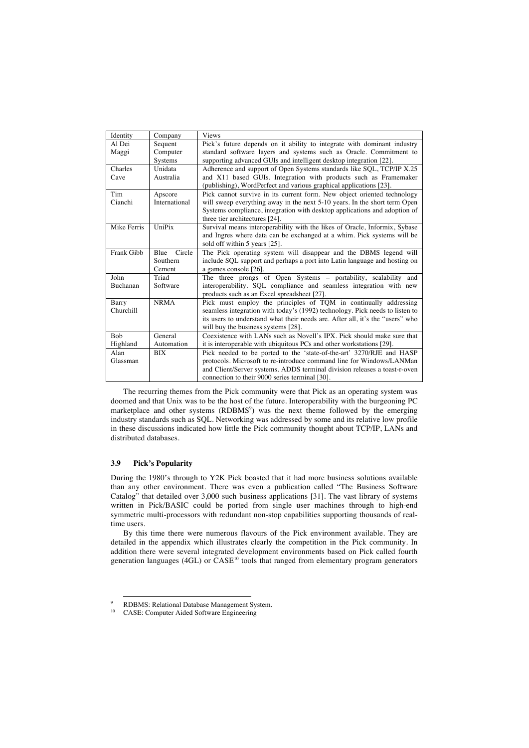| Identity | Company | Views |
|---|---|---|
| Al Dei Maggi | Sequent Computer Systems | Pick's future depends on it ability to integrate with dominant industry standard software layers and systems such as Oracle. Commitment to supporting advanced GUIs and intelligent desktop integration [22]. |
| Charles Cave | Unidata Australia | Adherence and support of Open Systems standards like SQL, TCP/IP X.25 and X11 based GUIs. Integration with products such as Framemaker (publishing), WordPerfect and various graphical applications [23]. |
| Tim Cianchi | Apscore International | Pick cannot survive in its current form. New object oriented technology will sweep everything away in the next 5-10 years. In the short term Open Systems compliance, integration with desktop applications and adoption of three tier architectures [24]. |
| Mike Ferris | UniPix | Survival means interoperability with the likes of Oracle, Informix, Sybase and Ingres where data can be exchanged at a whim. Pick systems will be sold off within 5 years [25]. |
| Frank Gibb | Blue Circle Southern Cement | The Pick operating system will disappear and the DBMS legend will include SQL support and perhaps a port into Latin language and hosting on a games console [26]. |
| John Buchanan | Triad Software | The three prongs of Open Systems – portability, scalability and interoperability. SQL compliance and seamless integration with new products such as an Excel spreadsheet [27]. |
| Barry Churchill | NRMA | Pick must employ the principles of TQM in continually addressing seamless integration with today's (1992) technology. Pick needs to listen to its users to understand what their needs are. After all, it's the "users" who will buy the business systems [28]. |
| Bob Highland | General Automation | Coexistence with LANs such as Novell's IPX. Pick should make sure that it is interoperable with ubiquitous PCs and other workstations [29]. |
| Alan Glassman | BIX | Pick needed to be ported to the 'state-of-the-art' 3270/RJE and HASP protocols. Microsoft to re-introduce command line for Windows/LANMan and Client/Server systems. ADDS terminal division releases a toast-r-oven connection to their 9000 series terminal [30]. |

The recurring themes from the Pick community were that Pick as an operating system was doomed and that Unix was to be the host of the future. Interoperability with the burgeoning PC marketplace and other systems (RDBMS[9]) was the next theme followed by the emerging industry standards such as SQL. Networking was addressed by some and its relative low profile in these discussions indicated how little the Pick community thought about TCP/IP, LANs and distributed databases.

### 3.9 Pick's Popularity

During the 1980's through to Y2K Pick boasted that it had more business solutions available than any other environment. There was even a publication called "The Business Software Catalog" that detailed over 3,000 such business applications [31]. The vast library of systems written in Pick/BASIC could be ported from single user machines through to high-end symmetric multi-processors with redundant non-stop capabilities supporting thousands of real-time users.

By this time there were numerous flavours of the Pick environment available. They are detailed in the appendix which illustrates clearly the competition in the Pick community. In addition there were several integrated development environments based on Pick called fourth generation languages (4GL) or CASE[10] tools that ranged from elementary program generators

[9] RDBMS: Relational Database Management System.

[10] CASE: Computer Aided Software Engineering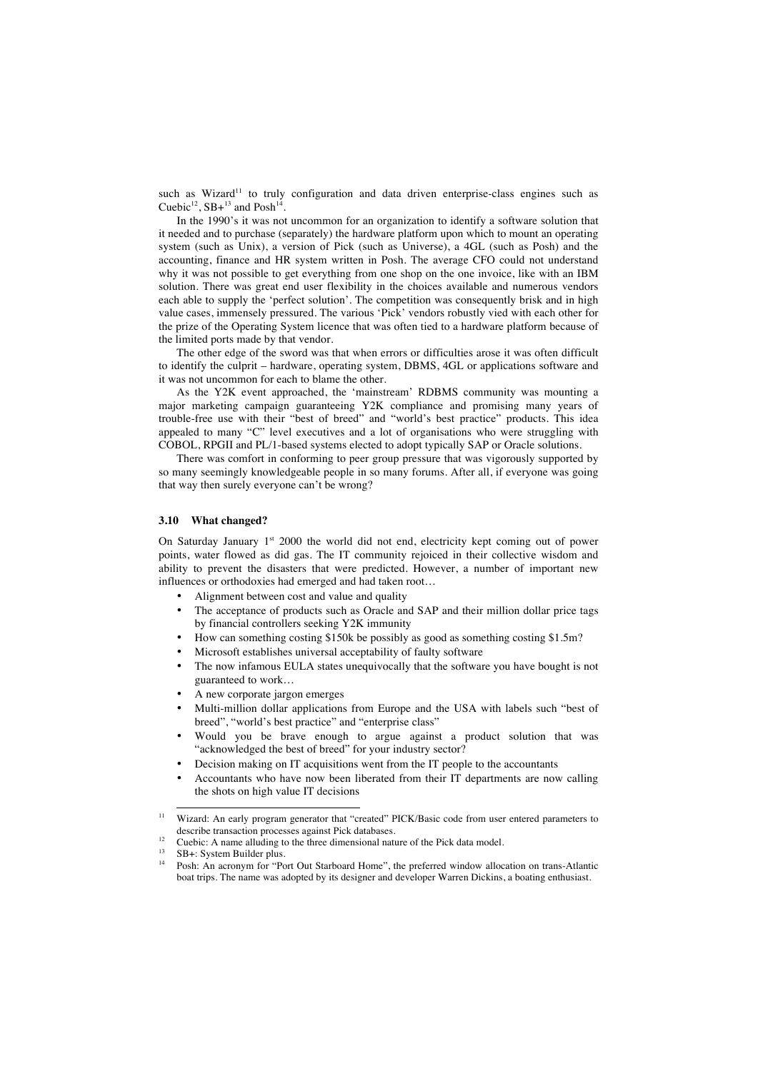such as Wizard[11] to truly configuration and data driven enterprise-class engines such as Cuebic[12], SB+[13] and Posh[14].

In the 1990's it was not uncommon for an organization to identify a software solution that it needed and to purchase (separately) the hardware platform upon which to mount an operating system (such as Unix), a version of Pick (such as Universe), a 4GL (such as Posh) and the accounting, finance and HR system written in Posh. The average CFO could not understand why it was not possible to get everything from one shop on the one invoice, like with an IBM solution. There was great end user flexibility in the choices available and numerous vendors each able to supply the 'perfect solution'. The competition was consequently brisk and in high value cases, immensely pressured. The various 'Pick' vendors robustly vied with each other for the prize of the Operating System licence that was often tied to a hardware platform because of the limited ports made by that vendor.

The other edge of the sword was that when errors or difficulties arose it was often difficult to identify the culprit – hardware, operating system, DBMS, 4GL or applications software and it was not uncommon for each to blame the other.

As the Y2K event approached, the 'mainstream' RDBMS community was mounting a major marketing campaign guaranteeing Y2K compliance and promising many years of trouble-free use with their "best of breed" and "world's best practice" products. This idea appealed to many "C" level executives and a lot of organisations who were struggling with COBOL, RPGII and PL/1-based systems elected to adopt typically SAP or Oracle solutions.

There was comfort in conforming to peer group pressure that was vigorously supported by so many seemingly knowledgeable people in so many forums. After all, if everyone was going that way then surely everyone can't be wrong?

### 3.10 What changed?

On Saturday January 1st 2000 the world did not end, electricity kept coming out of power points, water flowed as did gas. The IT community rejoiced in their collective wisdom and ability to prevent the disasters that were predicted. However, a number of important new influences or orthodoxies had emerged and had taken root…

- Alignment between cost and value and quality
- The acceptance of products such as Oracle and SAP and their million dollar price tags by financial controllers seeking Y2K immunity
- How can something costing $150k be possibly as good as something costing $1.5m?
- Microsoft establishes universal acceptability of faulty software
- The now infamous EULA states unequivocally that the software you have bought is not guaranteed to work…
- A new corporate jargon emerges
- Multi-million dollar applications from Europe and the USA with labels such "best of breed", "world's best practice" and "enterprise class"
- Would you be brave enough to argue against a product solution that was "acknowledged the best of breed" for your industry sector?
- Decision making on IT acquisitions went from the IT people to the accountants
- Accountants who have now been liberated from their IT departments are now calling the shots on high value IT decisions

---

[11] Wizard: An early program generator that "created" PICK/Basic code from user entered parameters to describe transaction processes against Pick databases.

[12] Cuebic: A name alluding to the three dimensional nature of the Pick data model.

[13] SB+: System Builder plus.

[14] Posh: An acronym for "Port Out Starboard Home", the preferred window allocation on trans-Atlantic boat trips. The name was adopted by its designer and developer Warren Dickins, a boating enthusiast.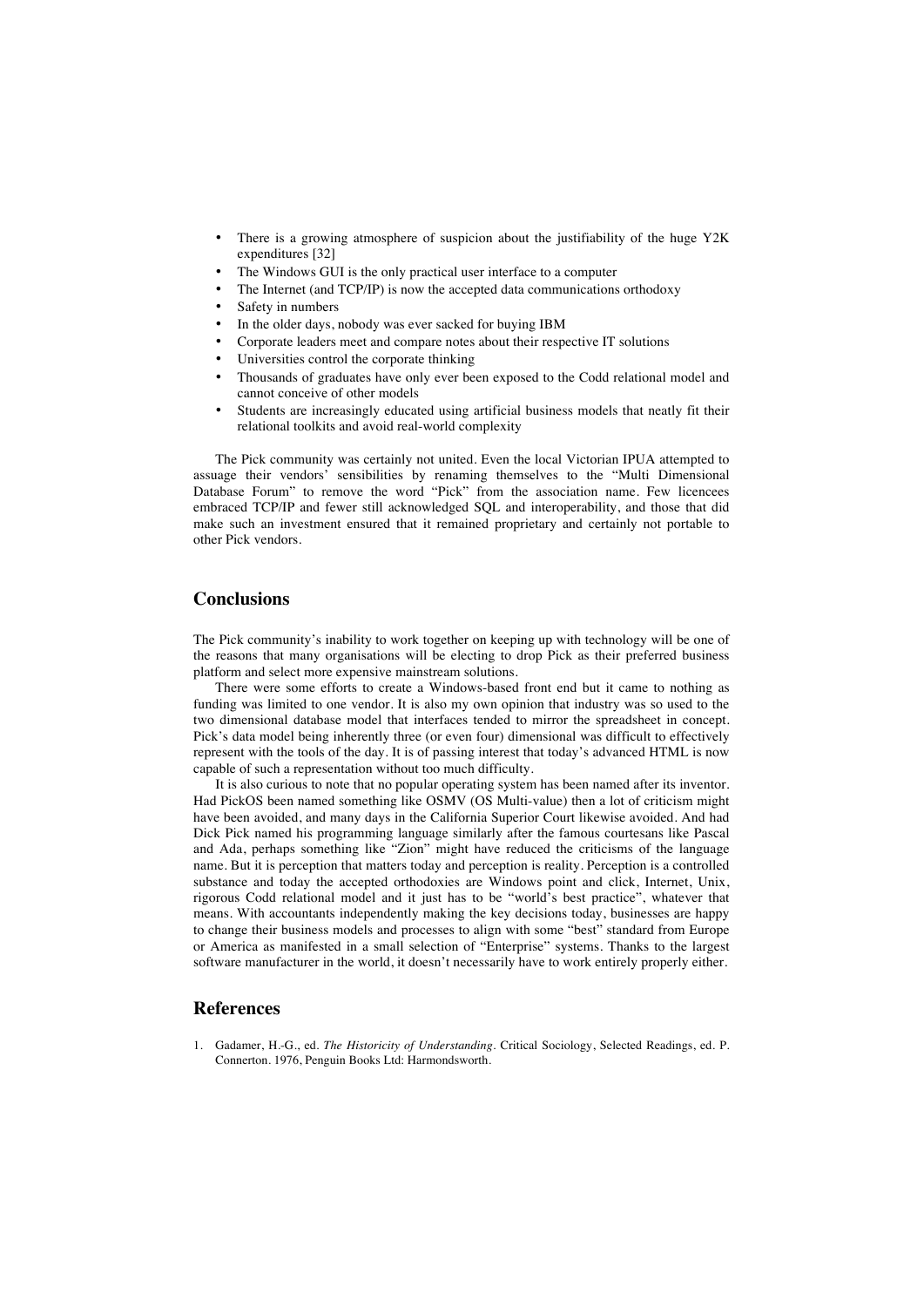- There is a growing atmosphere of suspicion about the justifiability of the huge Y2K expenditures [32]
- The Windows GUI is the only practical user interface to a computer
- The Internet (and TCP/IP) is now the accepted data communications orthodoxy
- Safety in numbers
- In the older days, nobody was ever sacked for buying IBM
- Corporate leaders meet and compare notes about their respective IT solutions
- Universities control the corporate thinking
- Thousands of graduates have only ever been exposed to the Codd relational model and cannot conceive of other models
- Students are increasingly educated using artificial business models that neatly fit their relational toolkits and avoid real-world complexity

The Pick community was certainly not united. Even the local Victorian IPUA attempted to assuage their vendors' sensibilities by renaming themselves to the "Multi Dimensional Database Forum" to remove the word "Pick" from the association name. Few licencees embraced TCP/IP and fewer still acknowledged SQL and interoperability, and those that did make such an investment ensured that it remained proprietary and certainly not portable to other Pick vendors.

## Conclusions

The Pick community's inability to work together on keeping up with technology will be one of the reasons that many organisations will be electing to drop Pick as their preferred business platform and select more expensive mainstream solutions.

There were some efforts to create a Windows-based front end but it came to nothing as funding was limited to one vendor. It is also my own opinion that industry was so used to the two dimensional database model that interfaces tended to mirror the spreadsheet in concept. Pick's data model being inherently three (or even four) dimensional was difficult to effectively represent with the tools of the day. It is of passing interest that today's advanced HTML is now capable of such a representation without too much difficulty.

It is also curious to note that no popular operating system has been named after its inventor. Had PickOS been named something like OSMV (OS Multi-value) then a lot of criticism might have been avoided, and many days in the California Superior Court likewise avoided. And had Dick Pick named his programming language similarly after the famous courtesans like Pascal and Ada, perhaps something like "Zion" might have reduced the criticisms of the language name. But it is perception that matters today and perception is reality. Perception is a controlled substance and today the accepted orthodoxies are Windows point and click, Internet, Unix, rigorous Codd relational model and it just has to be "world's best practice", whatever that means. With accountants independently making the key decisions today, businesses are happy to change their business models and processes to align with some "best" standard from Europe or America as manifested in a small selection of "Enterprise" systems. Thanks to the largest software manufacturer in the world, it doesn't necessarily have to work entirely properly either.

## References

1. Gadamer, H.-G., ed. *The Historicity of Understanding*. Critical Sociology, Selected Readings, ed. P. Connerton. 1976, Penguin Books Ltd: Harmondsworth.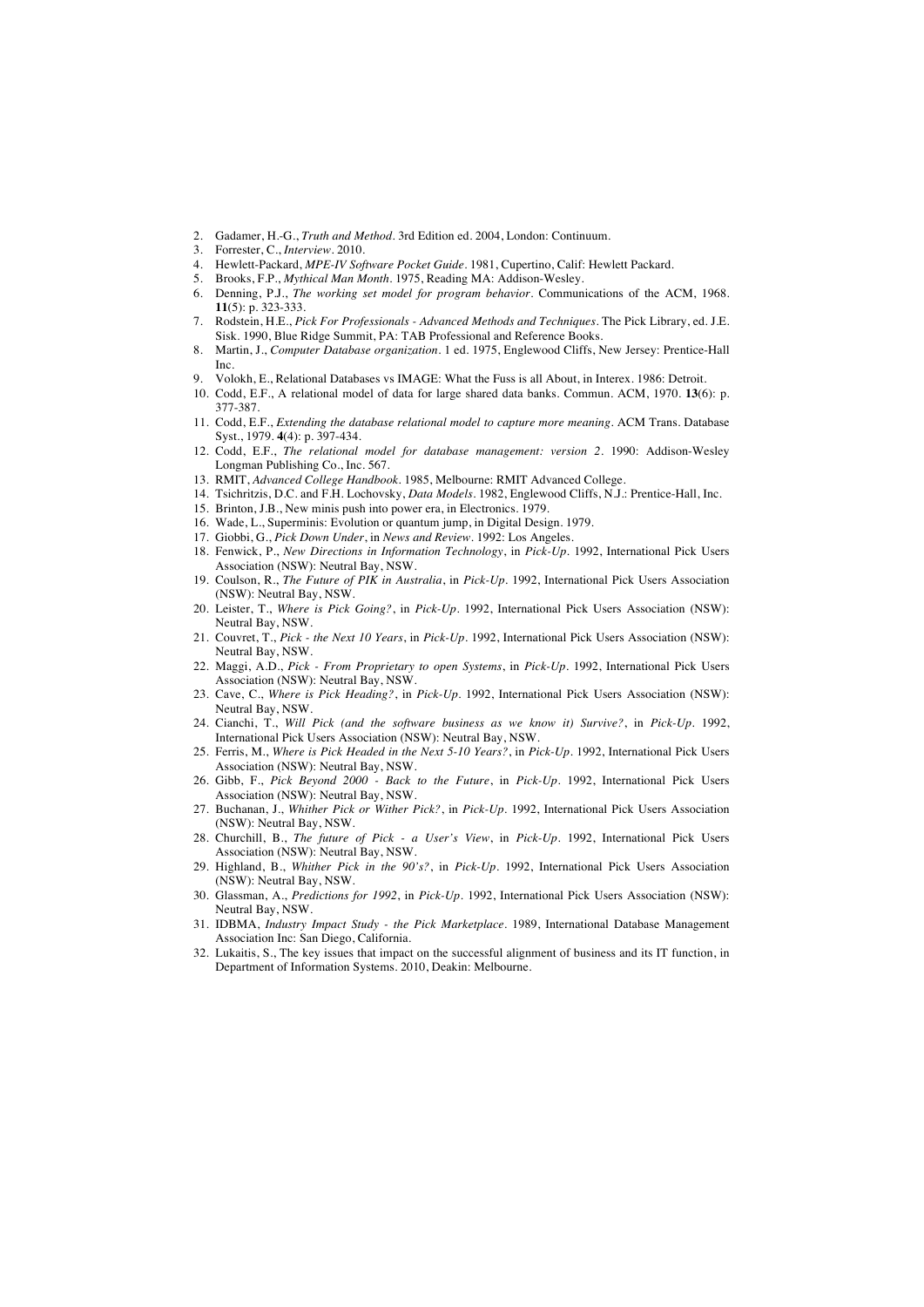2. Gadamer, H.-G., *Truth and Method*. 3rd Edition ed. 2004, London: Continuum.
3. Forrester, C., *Interview*. 2010.
4. Hewlett-Packard, *MPE-IV Software Pocket Guide*. 1981, Cupertino, Calif: Hewlett Packard.
5. Brooks, F.P., *Mythical Man Month*. 1975, Reading MA: Addison-Wesley.
6. Denning, P.J., *The working set model for program behavior*. Communications of the ACM, 1968. **11**(5): p. 323-333.
7. Rodstein, H.E., *Pick For Professionals - Advanced Methods and Techniques*. The Pick Library, ed. J.E. Sisk. 1990, Blue Ridge Summit, PA: TAB Professional and Reference Books.
8. Martin, J., *Computer Database organization*. 1 ed. 1975, Englewood Cliffs, New Jersey: Prentice-Hall Inc.
9. Volokh, E., Relational Databases vs IMAGE: What the Fuss is all About, in Interex. 1986: Detroit.
10. Codd, E.F., A relational model of data for large shared data banks. Commun. ACM, 1970. **13**(6): p. 377-387.
11. Codd, E.F., *Extending the database relational model to capture more meaning*. ACM Trans. Database Syst., 1979. **4**(4): p. 397-434.
12. Codd, E.F., *The relational model for database management: version 2*. 1990: Addison-Wesley Longman Publishing Co., Inc. 567.
13. RMIT, *Advanced College Handbook*. 1985, Melbourne: RMIT Advanced College.
14. Tsichritzis, D.C. and F.H. Lochovsky, *Data Models*. 1982, Englewood Cliffs, N.J.: Prentice-Hall, Inc.
15. Brinton, J.B., New minis push into power era, in Electronics. 1979.
16. Wade, L., Superminis: Evolution or quantum jump, in Digital Design. 1979.
17. Giobbi, G., *Pick Down Under*, in *News and Review*. 1992: Los Angeles.
18. Fenwick, P., *New Directions in Information Technology*, in *Pick-Up*. 1992, International Pick Users Association (NSW): Neutral Bay, NSW.
19. Coulson, R., *The Future of PIK in Australia*, in *Pick-Up*. 1992, International Pick Users Association (NSW): Neutral Bay, NSW.
20. Leister, T., *Where is Pick Going?*, in *Pick-Up*. 1992, International Pick Users Association (NSW): Neutral Bay, NSW.
21. Couvret, T., *Pick - the Next 10 Years*, in *Pick-Up*. 1992, International Pick Users Association (NSW): Neutral Bay, NSW.
22. Maggi, A.D., *Pick - From Proprietary to open Systems*, in *Pick-Up*. 1992, International Pick Users Association (NSW): Neutral Bay, NSW.
23. Cave, C., *Where is Pick Heading?*, in *Pick-Up*. 1992, International Pick Users Association (NSW): Neutral Bay, NSW.
24. Cianchi, T., *Will Pick (and the software business as we know it) Survive?*, in *Pick-Up*. 1992, International Pick Users Association (NSW): Neutral Bay, NSW.
25. Ferris, M., *Where is Pick Headed in the Next 5-10 Years?*, in *Pick-Up*. 1992, International Pick Users Association (NSW): Neutral Bay, NSW.
26. Gibb, F., *Pick Beyond 2000 - Back to the Future*, in *Pick-Up*. 1992, International Pick Users Association (NSW): Neutral Bay, NSW.
27. Buchanan, J., *Whither Pick or Wither Pick?*, in *Pick-Up*. 1992, International Pick Users Association (NSW): Neutral Bay, NSW.
28. Churchill, B., *The future of Pick - a User's View*, in *Pick-Up*. 1992, International Pick Users Association (NSW): Neutral Bay, NSW.
29. Highland, B., *Whither Pick in the 90's?*, in *Pick-Up*. 1992, International Pick Users Association (NSW): Neutral Bay, NSW.
30. Glassman, A., *Predictions for 1992*, in *Pick-Up*. 1992, International Pick Users Association (NSW): Neutral Bay, NSW.
31. IDBMA, *Industry Impact Study - the Pick Marketplace*. 1989, International Database Management Association Inc: San Diego, California.
32. Lukaitis, S., The key issues that impact on the successful alignment of business and its IT function, in Department of Information Systems. 2010, Deakin: Melbourne.